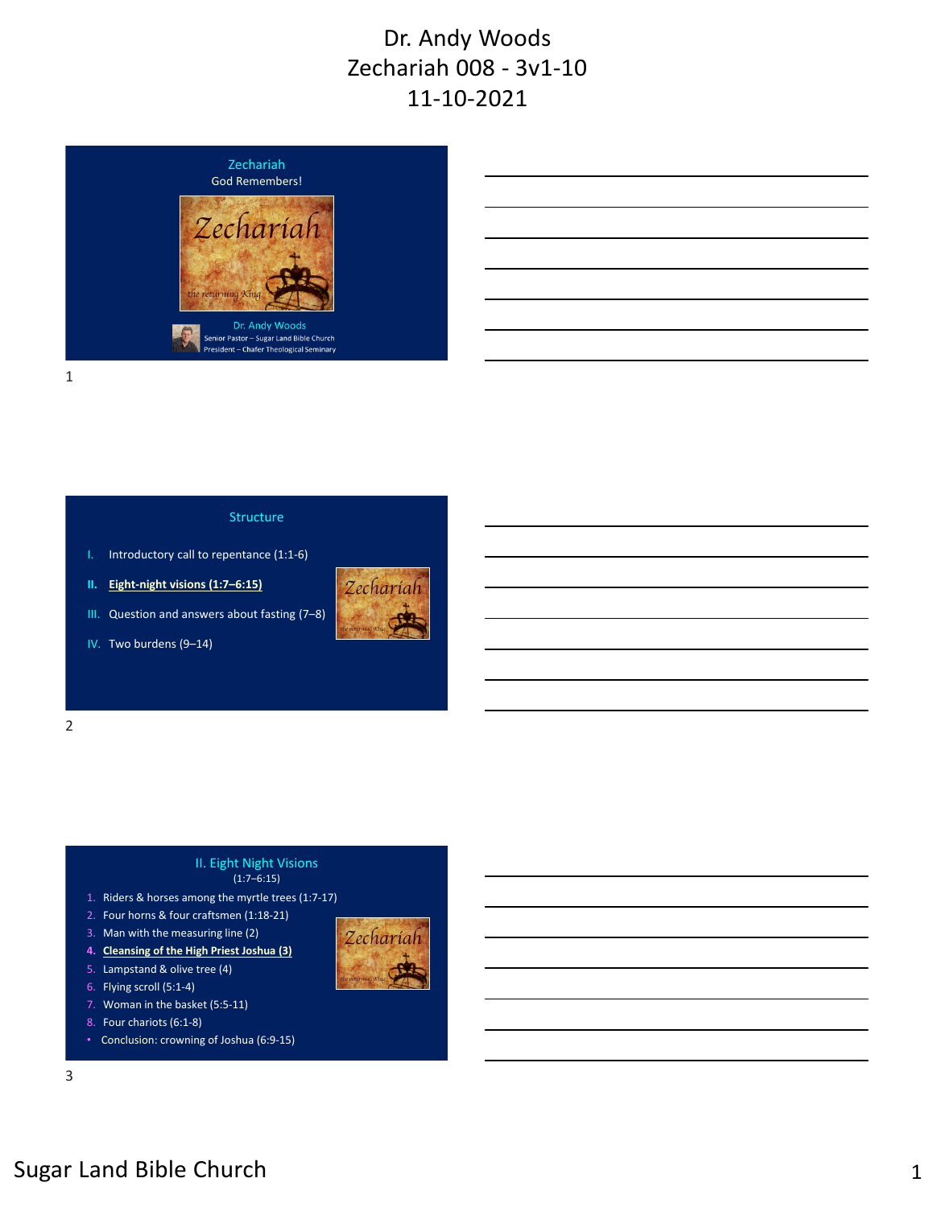# Dr. Andy Woods
# Zechariah 008 - 3v1-10
# 11-10-2021

## Zechariah
God Remembers!

Zechariah
the returning King

Dr. Andy Woods
Senior Pastor – Sugar Land Bible Church
President – Chafer Theological Seminary

## Structure

I. Introductory call to repentance (1:1-6)

II. **Eight-night visions (1:7–6:15)**

III. Question and answers about fasting (7–8)

IV. Two burdens (9–14)

## II. Eight Night Visions
(1:7–6:15)

1. Riders & horses among the myrtle trees (1:7-17)
2. Four horns & four craftsmen (1:18-21)
3. Man with the measuring line (2)
4. **Cleansing of the High Priest Joshua (3)**
5. Lampstand & olive tree (4)
6. Flying scroll (5:1-4)
7. Woman in the basket (5:5-11)
8. Four chariots (6:1-8)

- Conclusion: crowning of Joshua (6:9-15)

Sugar Land Bible Church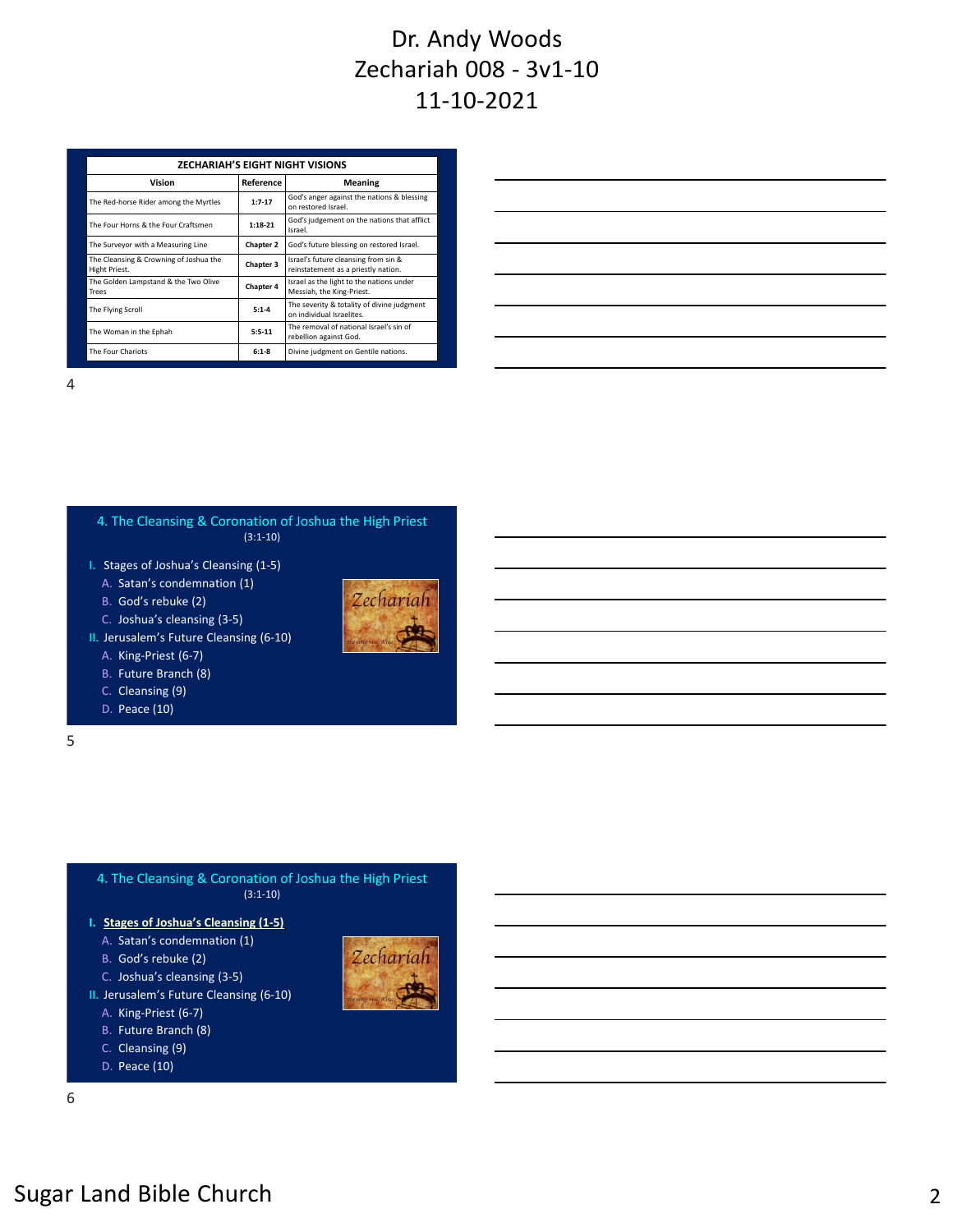# Dr. Andy Woods
# Zechariah 008 - 3v1-10
# 11-10-2021

| ZECHARIAH'S EIGHT NIGHT VISIONS | | |
|---|---|---|
| Vision | Reference | Meaning |
| The Red-horse Rider among the Myrtles | 1:7-17 | God's anger against the nations & blessing on restored Israel. |
| The Four Horns & the Four Craftsmen | 1:18-21 | God's judgement on the nations that afflict Israel. |
| The Surveyor with a Measuring Line | Chapter 2 | God's future blessing on restored Israel. |
| The Cleansing & Crowning of Joshua the Hight Priest. | Chapter 3 | Israel's future cleansing from sin & reinstatement as a priestly nation. |
| The Golden Lampstand & the Two Olive Trees | Chapter 4 | Israel as the light to the nations under Messiah, the King-Priest. |
| The Flying Scroll | 5:1-4 | The severity & totality of divine judgment on individual Israelites. |
| The Woman in the Ephah | 5:5-11 | The removal of national Israel's sin of rebellion against God. |
| The Four Chariots | 6:1-8 | Divine judgment on Gentile nations. |

## 4. The Cleansing & Coronation of Joshua the High Priest
(3:1-10)

- I. Stages of Joshua's Cleansing (1-5)
  - A. Satan's condemnation (1)
  - B. God's rebuke (2)
  - C. Joshua's cleansing (3-5)
- II. Jerusalem's Future Cleansing (6-10)
  - A. King-Priest (6-7)
  - B. Future Branch (8)
  - C. Cleansing (9)
  - D. Peace (10)

## 4. The Cleansing & Coronation of Joshua the High Priest
(3:1-10)

- I. **Stages of Joshua's Cleansing (1-5)**
  - A. Satan's condemnation (1)
  - B. God's rebuke (2)
  - C. Joshua's cleansing (3-5)
- II. Jerusalem's Future Cleansing (6-10)
  - A. King-Priest (6-7)
  - B. Future Branch (8)
  - C. Cleansing (9)
  - D. Peace (10)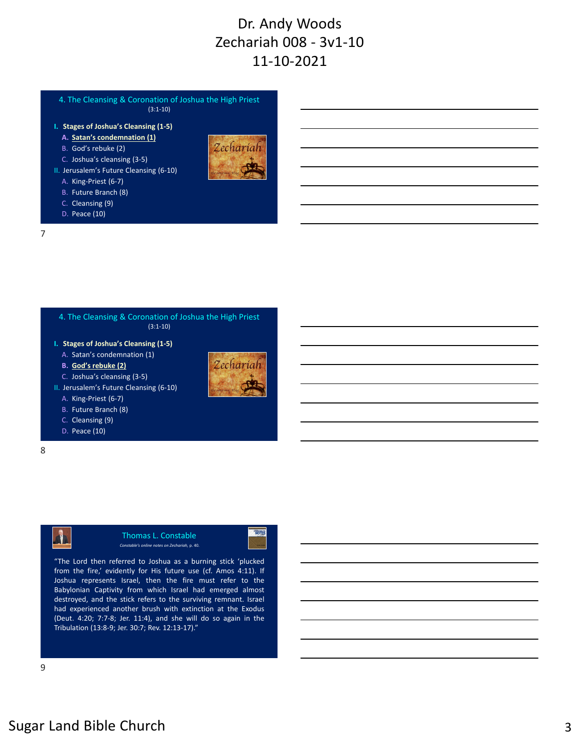# Dr. Andy Woods
# Zechariah 008 - 3v1-10
# 11-10-2021

## 4. The Cleansing & Coronation of Joshua the High Priest
(3:1-10)

- **I. Stages of Joshua's Cleansing (1-5)**
  - **A. Satan's condemnation (1)**
  - B. God's rebuke (2)
  - C. Joshua's cleansing (3-5)
- II. Jerusalem's Future Cleansing (6-10)
  - A. King-Priest (6-7)
  - B. Future Branch (8)
  - C. Cleansing (9)
  - D. Peace (10)

## 4. The Cleansing & Coronation of Joshua the High Priest
(3:1-10)

- **I. Stages of Joshua's Cleansing (1-5)**
  - A. Satan's condemnation (1)
  - **B. God's rebuke (2)**
  - C. Joshua's cleansing (3-5)
- II. Jerusalem's Future Cleansing (6-10)
  - A. King-Priest (6-7)
  - B. Future Branch (8)
  - C. Cleansing (9)
  - D. Peace (10)

## Thomas L. Constable
*Constable's online notes on Zechariah,* p. 40.

"The Lord then referred to Joshua as a burning stick 'plucked from the fire,' evidently for His future use (cf. Amos 4:11). If Joshua represents Israel, then the fire must refer to the Babylonian Captivity from which Israel had emerged almost destroyed, and the stick refers to the surviving remnant. Israel had experienced another brush with extinction at the Exodus (Deut. 4:20; 7:7-8; Jer. 11:4), and she will do so again in the Tribulation (13:8-9; Jer. 30:7; Rev. 12:13-17)."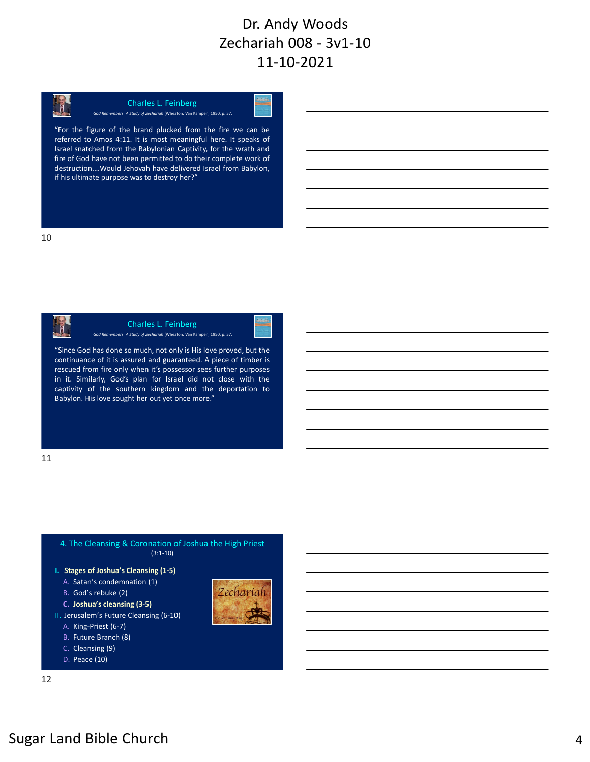# Dr. Andy Woods
# Zechariah 008 - 3v1-10
# 11-10-2021

### Charles L. Feinberg

*God Remembers: A Study of Zechariah* (Wheaton: Van Kampen, 1950, p. 57.

"For the figure of the brand plucked from the fire we can be referred to Amos 4:11. It is most meaningful here. It speaks of Israel snatched from the Babylonian Captivity, for the wrath and fire of God have not been permitted to do their complete work of destruction….Would Jehovah have delivered Israel from Babylon, if his ultimate purpose was to destroy her?"

10

### Charles L. Feinberg

*God Remembers: A Study of Zechariah* (Wheaton: Van Kampen, 1950, p. 57.

"Since God has done so much, not only is His love proved, but the continuance of it is assured and guaranteed. A piece of timber is rescued from fire only when it's possessor sees further purposes in it. Similarly, God's plan for Israel did not close with the captivity of the southern kingdom and the deportation to Babylon. His love sought her out yet once more."

11

### 4. The Cleansing & Coronation of Joshua the High Priest
(3:1-10)

- **I. Stages of Joshua's Cleansing (1-5)**
  - A. Satan's condemnation (1)
  - B. God's rebuke (2)
  - **C. Joshua's cleansing (3-5)**
- II. Jerusalem's Future Cleansing (6-10)
  - A. King-Priest (6-7)
  - B. Future Branch (8)
  - C. Cleansing (9)
  - D. Peace (10)

12

Sugar Land Bible Church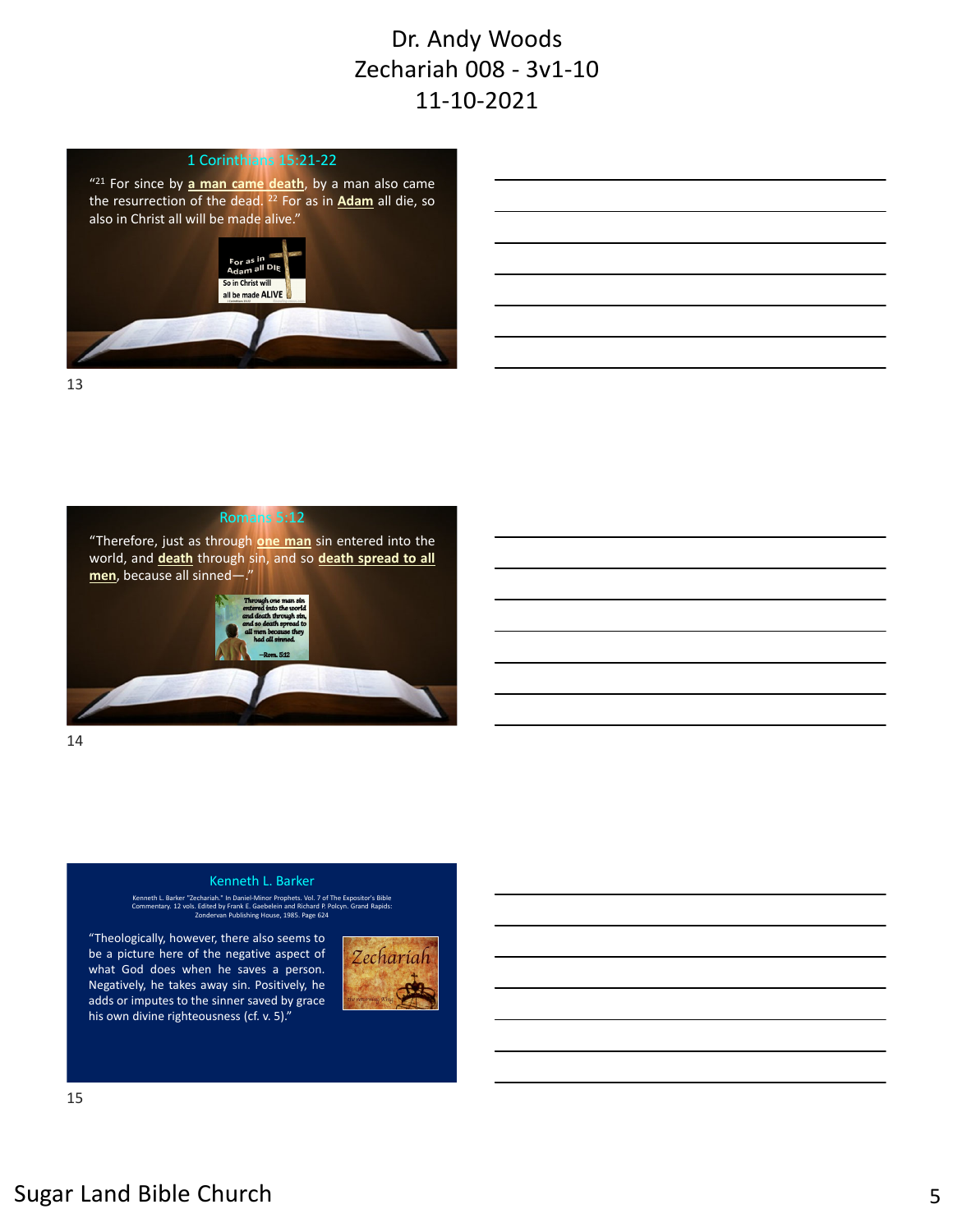### 1 Corinthians 15:21-22

"[21] For since by **a man came death**, by a man also came the resurrection of the dead. [22] For as in **Adam** all die, so also in Christ all will be made alive."

### Romans 5:12

"Therefore, just as through **one man** sin entered into the world, and **death** through sin, and so **death spread to all men**, because all sinned—."

### Kenneth L. Barker

Kenneth L. Barker "Zechariah." In Daniel-Minor Prophets. Vol. 7 of The Expositor's Bible Commentary. 12 vols. Edited by Frank E. Gaebelein and Richard P. Polcyn. Grand Rapids: Zondervan Publishing House, 1985. Page 624

"Theologically, however, there also seems to be a picture here of the negative aspect of what God does when he saves a person. Negatively, he takes away sin. Positively, he adds or imputes to the sinner saved by grace his own divine righteousness (cf. v. 5)."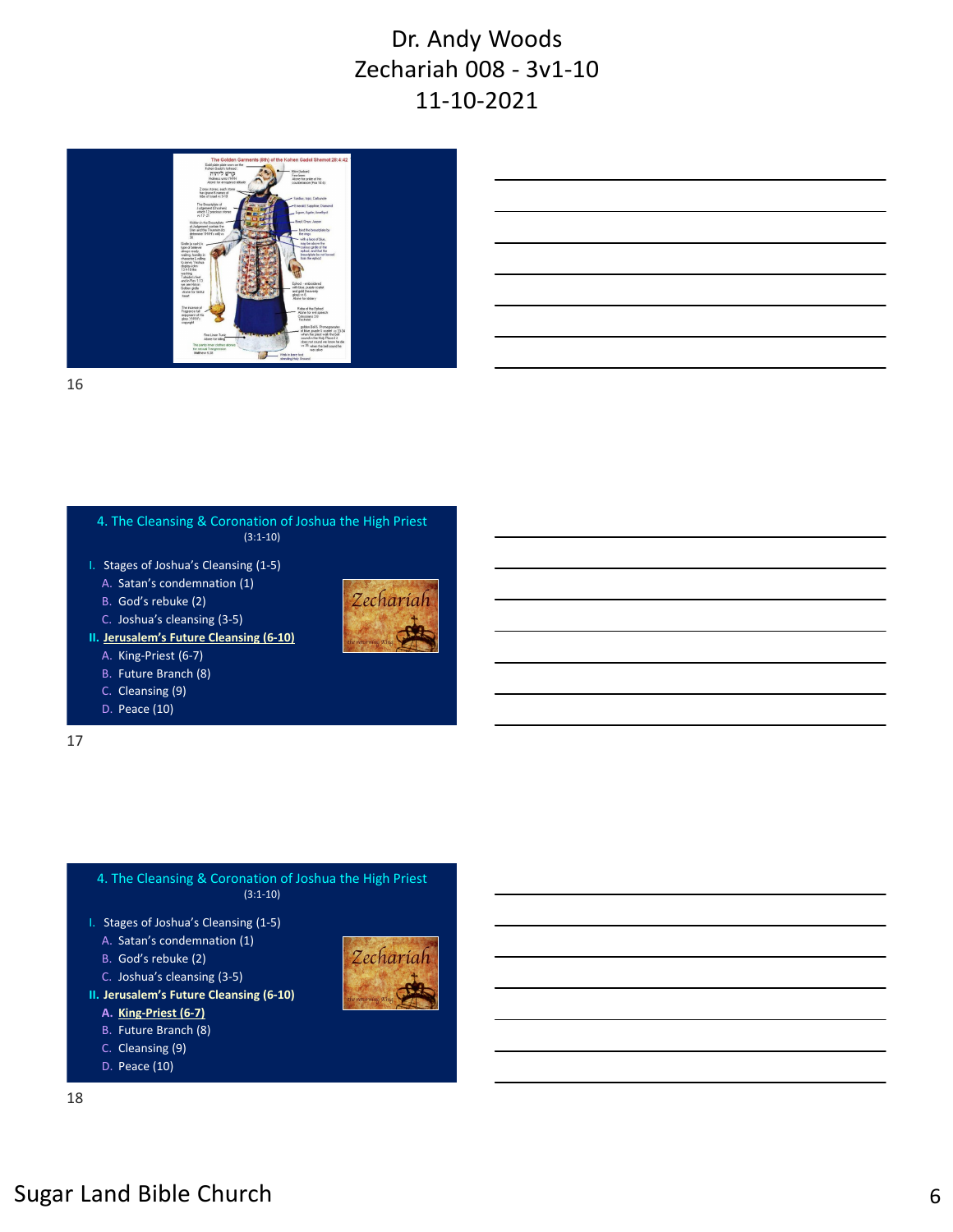Dr. Andy Woods
Zechariah 008 - 3v1-10
11-10-2021

16

## 4. The Cleansing & Coronation of Joshua the High Priest
(3:1-10)

I. Stages of Joshua's Cleansing (1-5)
   A. Satan's condemnation (1)
   B. God's rebuke (2)
   C. Joshua's cleansing (3-5)

**II. Jerusalem's Future Cleansing (6-10)**
   A. King-Priest (6-7)
   B. Future Branch (8)
   C. Cleansing (9)
   D. Peace (10)

17

## 4. The Cleansing & Coronation of Joshua the High Priest
(3:1-10)

I. Stages of Joshua's Cleansing (1-5)
   A. Satan's condemnation (1)
   B. God's rebuke (2)
   C. Joshua's cleansing (3-5)

**II. Jerusalem's Future Cleansing (6-10)**
   **A. King-Priest (6-7)**
   B. Future Branch (8)
   C. Cleansing (9)
   D. Peace (10)

18

Sugar Land Bible Church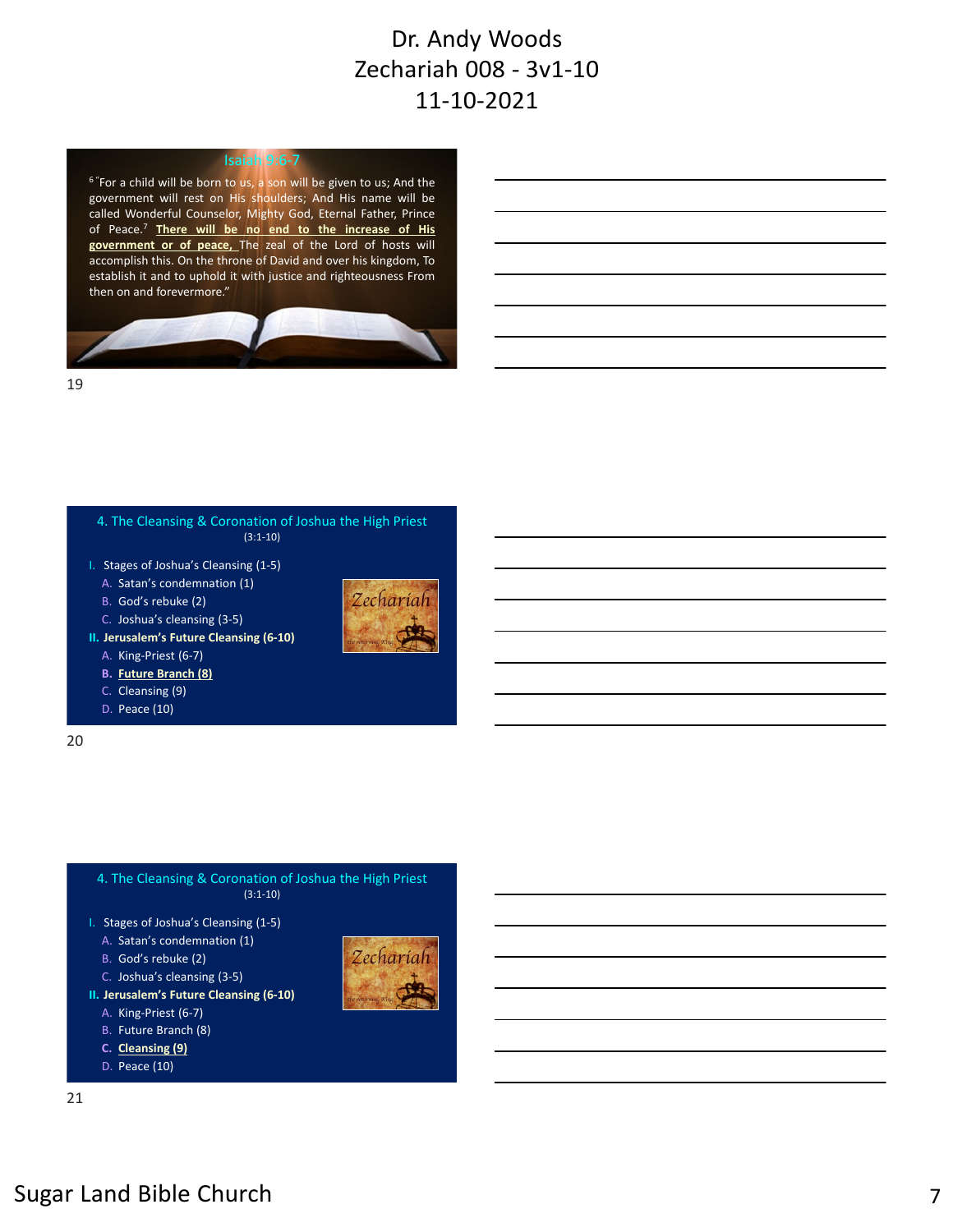# Dr. Andy Woods
# Zechariah 008 - 3v1-10
# 11-10-2021

## Isaiah 9:6-7

[6] "For a child will be born to us, a son will be given to us; And the government will rest on His shoulders; And His name will be called Wonderful Counselor, Mighty God, Eternal Father, Prince of Peace.[7] **There will be no end to the increase of His government or of peace,** The zeal of the Lord of hosts will accomplish this. On the throne of David and over his kingdom, To establish it and to uphold it with justice and righteousness From then on and forevermore."

19

## 4. The Cleansing & Coronation of Joshua the High Priest
(3:1-10)

- I. Stages of Joshua's Cleansing (1-5)
  - A. Satan's condemnation (1)
  - B. God's rebuke (2)
  - C. Joshua's cleansing (3-5)
- **II. Jerusalem's Future Cleansing (6-10)**
  - A. King-Priest (6-7)
  - **B. Future Branch (8)**
  - C. Cleansing (9)
  - D. Peace (10)

20

## 4. The Cleansing & Coronation of Joshua the High Priest
(3:1-10)

- I. Stages of Joshua's Cleansing (1-5)
  - A. Satan's condemnation (1)
  - B. God's rebuke (2)
  - C. Joshua's cleansing (3-5)
- **II. Jerusalem's Future Cleansing (6-10)**
  - A. King-Priest (6-7)
  - B. Future Branch (8)
  - **C. Cleansing (9)**
  - D. Peace (10)

21

Sugar Land Bible Church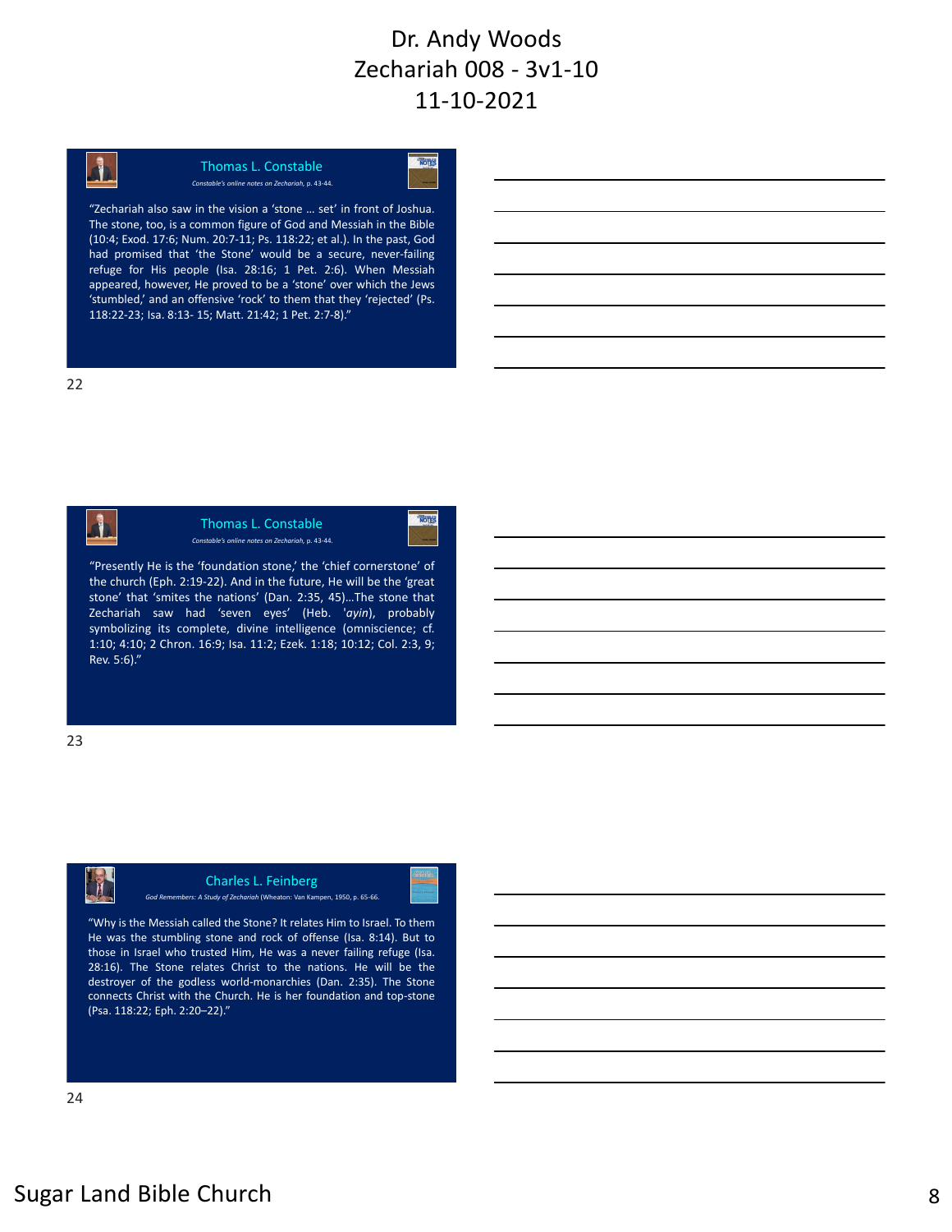# Dr. Andy Woods
# Zechariah 008 - 3v1-10
# 11-10-2021

## Thomas L. Constable

*Constable's online notes on Zechariah*, p. 43-44.

"Zechariah also saw in the vision a 'stone … set' in front of Joshua. The stone, too, is a common figure of God and Messiah in the Bible (10:4; Exod. 17:6; Num. 20:7-11; Ps. 118:22; et al.). In the past, God had promised that 'the Stone' would be a secure, never-failing refuge for His people (Isa. 28:16; 1 Pet. 2:6). When Messiah appeared, however, He proved to be a 'stone' over which the Jews 'stumbled,' and an offensive 'rock' to them that they 'rejected' (Ps. 118:22-23; Isa. 8:13- 15; Matt. 21:42; 1 Pet. 2:7-8)."

22

## Thomas L. Constable

*Constable's online notes on Zechariah*, p. 43-44.

"Presently He is the 'foundation stone,' the 'chief cornerstone' of the church (Eph. 2:19-22). And in the future, He will be the 'great stone' that 'smites the nations' (Dan. 2:35, 45)…The stone that Zechariah saw had 'seven eyes' (Heb. *'ayin*), probably symbolizing its complete, divine intelligence (omniscience; cf. 1:10; 4:10; 2 Chron. 16:9; Isa. 11:2; Ezek. 1:18; 10:12; Col. 2:3, 9; Rev. 5:6)."

23

## Charles L. Feinberg

*God Remembers: A Study of Zechariah* (Wheaton: Van Kampen, 1950, p. 65-66.

"Why is the Messiah called the Stone? It relates Him to Israel. To them He was the stumbling stone and rock of offense (Isa. 8:14). But to those in Israel who trusted Him, He was a never failing refuge (Isa. 28:16). The Stone relates Christ to the nations. He will be the destroyer of the godless world-monarchies (Dan. 2:35). The Stone connects Christ with the Church. He is her foundation and top-stone (Psa. 118:22; Eph. 2:20–22)."

24

Sugar Land Bible Church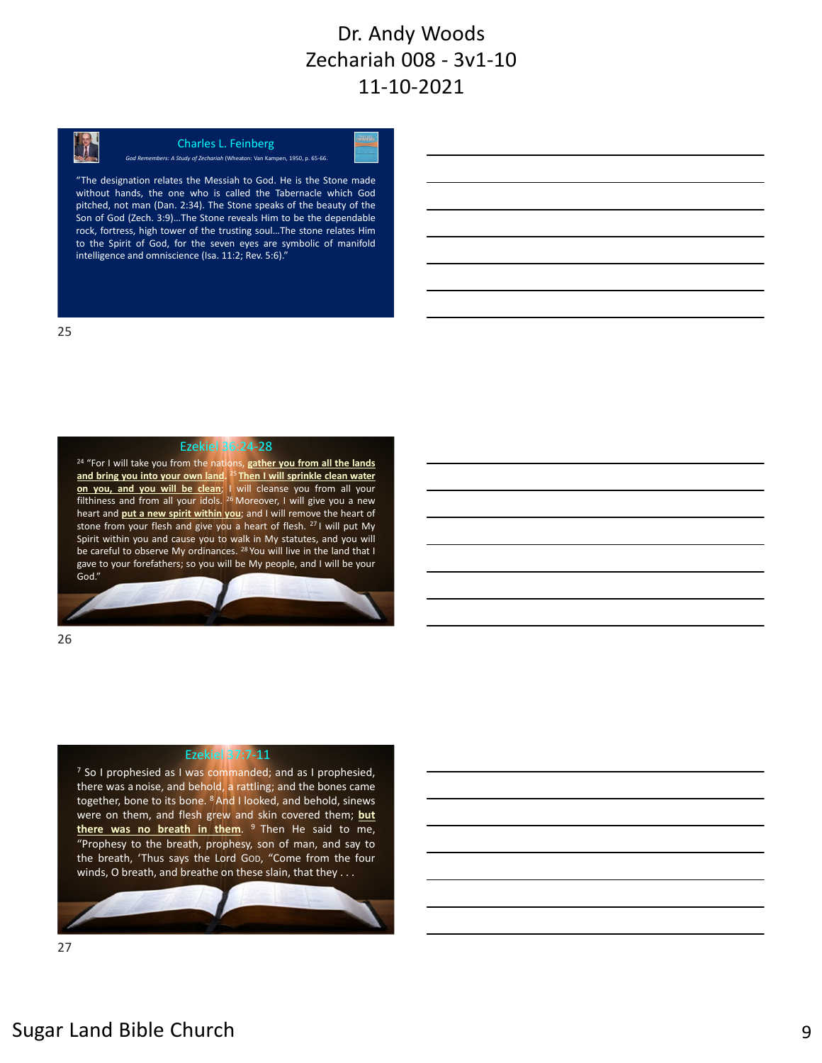# Dr. Andy Woods
## Zechariah 008 - 3v1-10
## 11-10-2021

### Charles L. Feinberg

*God Remembers: A Study of Zechariah* (Wheaton: Van Kampen, 1950, p. 65-66.

"The designation relates the Messiah to God. He is the Stone made without hands, the one who is called the Tabernacle which God pitched, not man (Dan. 2:34). The Stone speaks of the beauty of the Son of God (Zech. 3:9)…The Stone reveals Him to be the dependable rock, fortress, high tower of the trusting soul…The stone relates Him to the Spirit of God, for the seven eyes are symbolic of manifold intelligence and omniscience (Isa. 11:2; Rev. 5:6)."

25

### Ezekiel 36:24-28

[24] "For I will take you from the nations, **gather you from all the lands and bring you into your own land**. [25] **Then I will sprinkle clean water on you, and you will be clean**; I will cleanse you from all your filthiness and from all your idols. [26] Moreover, I will give you a new heart and **put a new spirit within you**; and I will remove the heart of stone from your flesh and give you a heart of flesh. [27] I will put My Spirit within you and cause you to walk in My statutes, and you will be careful to observe My ordinances. [28] You will live in the land that I gave to your forefathers; so you will be My people, and I will be your God."

26

### Ezekiel 37:7-11

[7] So I prophesied as I was commanded; and as I prophesied, there was a noise, and behold, a rattling; and the bones came together, bone to its bone. [8] And I looked, and behold, sinews were on them, and flesh grew and skin covered them; **but there was no breath in them**. [9] Then He said to me, "Prophesy to the breath, prophesy, son of man, and say to the breath, 'Thus says the Lord God, "Come from the four winds, O breath, and breathe on these slain, that they . . .

27

Sugar Land Bible Church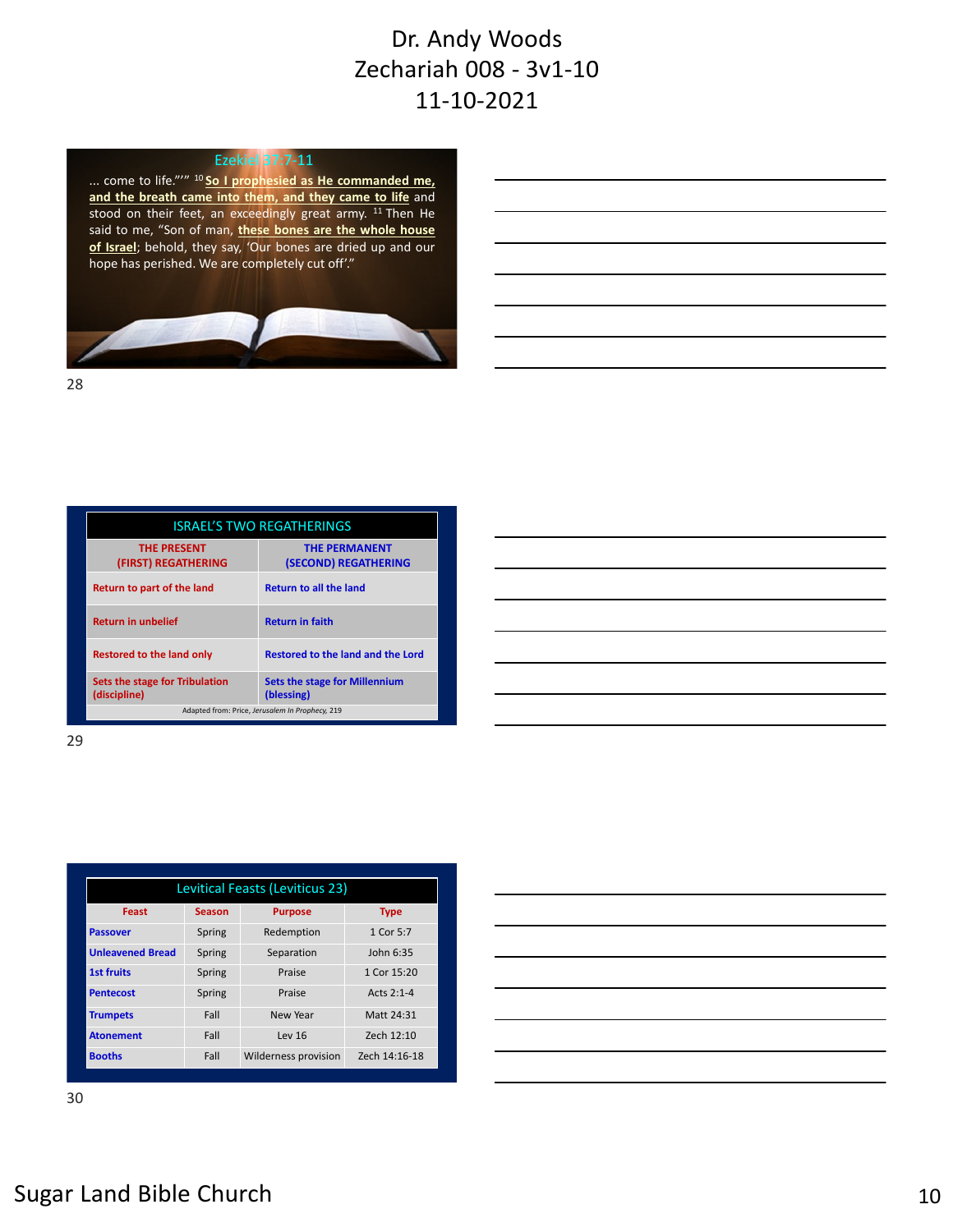# Dr. Andy Woods
## Zechariah 008 - 3v1-10
## 11-10-2021

### Ezekiel 37:7-11

… come to life.”’” [10] **So I prophesied as He commanded me, and the breath came into them, and they came to life** and stood on their feet, an exceedingly great army. [11] Then He said to me, “Son of man, **these bones are the whole house of Israel**; behold, they say, ‘Our bones are dried up and our hope has perished. We are completely cut off’.”

| ISRAEL’S TWO REGATHERINGS | |
|---|---|
| **THE PRESENT (FIRST) REGATHERING** | **THE PERMANENT (SECOND) REGATHERING** |
| Return to part of the land | Return to all the land |
| Return in unbelief | Return in faith |
| Restored to the land only | Restored to the land and the Lord |
| Sets the stage for Tribulation (discipline) | Sets the stage for Millennium (blessing) |

Adapted from: Price, *Jerusalem In Prophecy*, 219

### Levitical Feasts (Leviticus 23)

| Feast | Season | Purpose | Type |
|---|---|---|---|
| Passover | Spring | Redemption | 1 Cor 5:7 |
| Unleavened Bread | Spring | Separation | John 6:35 |
| 1st fruits | Spring | Praise | 1 Cor 15:20 |
| Pentecost | Spring | Praise | Acts 2:1-4 |
| Trumpets | Fall | New Year | Matt 24:31 |
| Atonement | Fall | Lev 16 | Zech 12:10 |
| Booths | Fall | Wilderness provision | Zech 14:16-18 |

Sugar Land Bible Church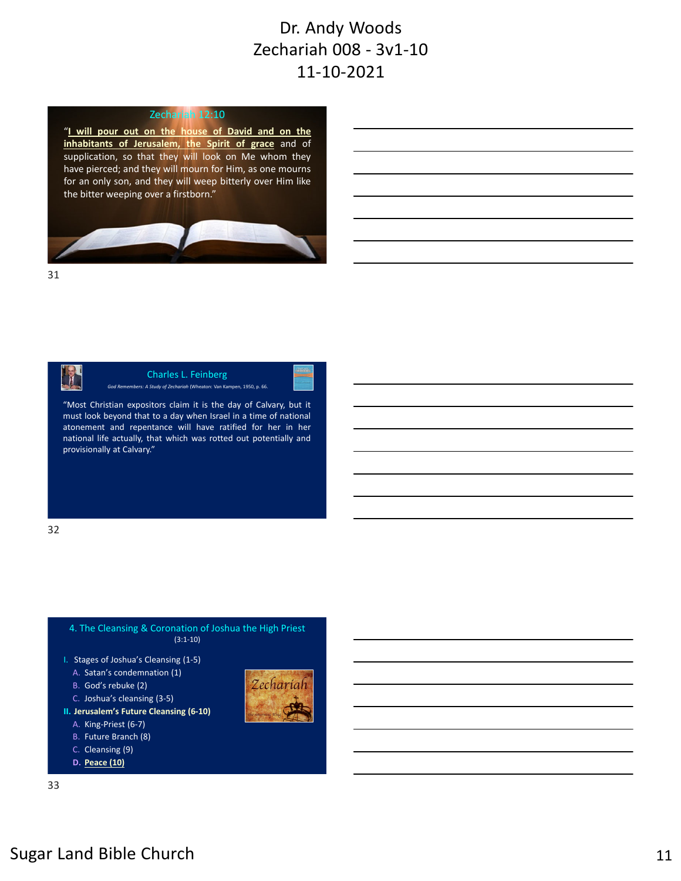# Dr. Andy Woods
## Zechariah 008 - 3v1-10
## 11-10-2021

### Zechariah 12:10

"**I will pour out on the house of David and on the inhabitants of Jerusalem, the Spirit of grace** and of supplication, so that they will look on Me whom they have pierced; and they will mourn for Him, as one mourns for an only son, and they will weep bitterly over Him like the bitter weeping over a firstborn."

31

### Charles L. Feinberg

*God Remembers: A Study of Zechariah* (Wheaton: Van Kampen, 1950, p. 66.

"Most Christian expositors claim it is the day of Calvary, but it must look beyond that to a day when Israel in a time of national atonement and repentance will have ratified for her in her national life actually, that which was rotted out potentially and provisionally at Calvary."

32

### 4. The Cleansing & Coronation of Joshua the High Priest
(3:1-10)

- I. Stages of Joshua's Cleansing (1-5)
  - A. Satan's condemnation (1)
  - B. God's rebuke (2)
  - C. Joshua's cleansing (3-5)
- **II. Jerusalem's Future Cleansing (6-10)**
  - A. King-Priest (6-7)
  - B. Future Branch (8)
  - C. Cleansing (9)
  - **D. Peace (10)**

33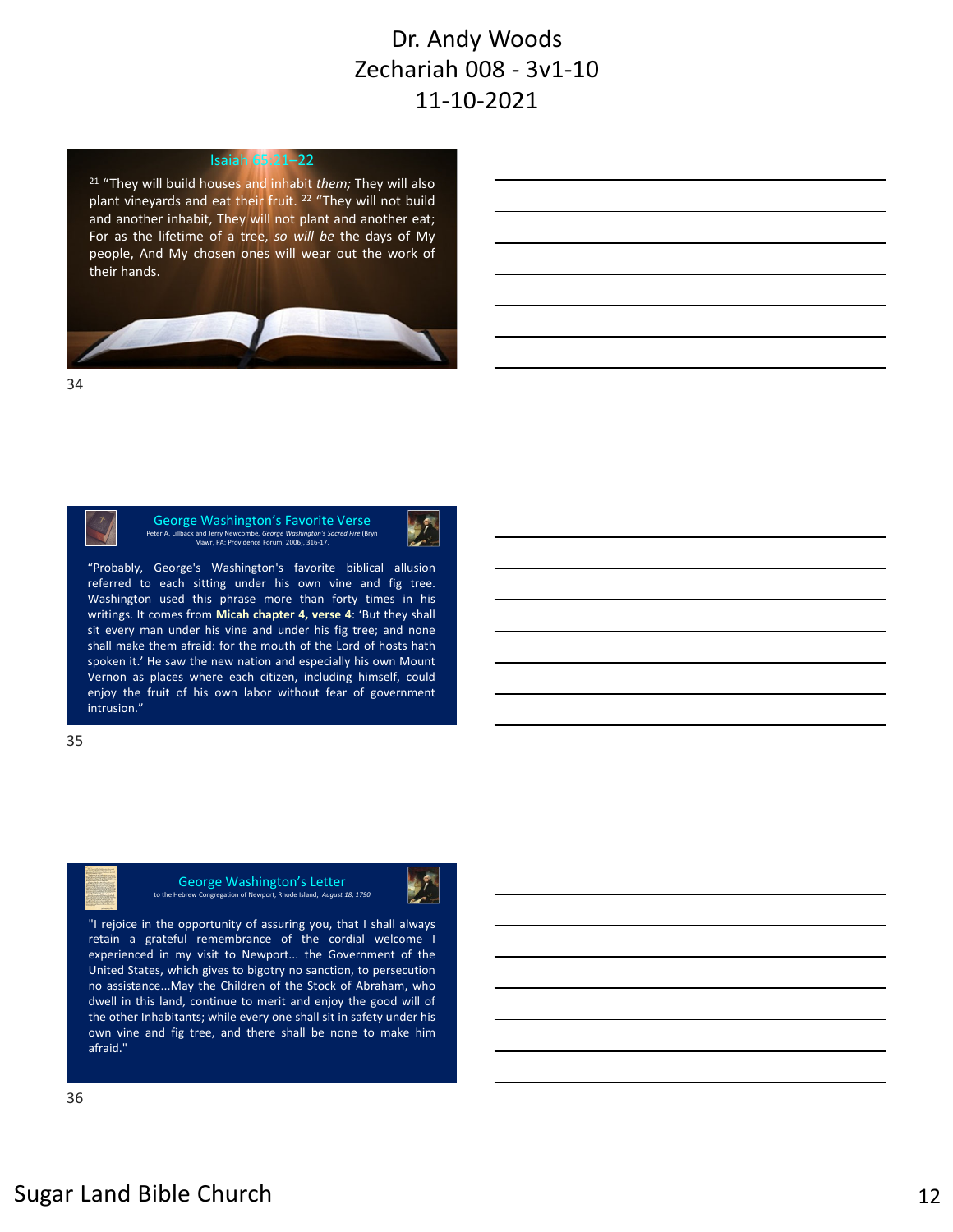## Isaiah 65:21–22

[21] "They will build houses and inhabit *them;* They will also plant vineyards and eat their fruit. [22] "They will not build and another inhabit, They will not plant and another eat; For as the lifetime of a tree, *so will be* the days of My people, And My chosen ones will wear out the work of their hands.

## George Washington's Favorite Verse

Peter A. Lillback and Jerry Newcombe, *George Washington's Sacred Fire* (Bryn Mawr, PA: Providence Forum, 2006), 316-17.

"Probably, George's Washington's favorite biblical allusion referred to each sitting under his own vine and fig tree. Washington used this phrase more than forty times in his writings. It comes from **Micah chapter 4, verse 4**: 'But they shall sit every man under his vine and under his fig tree; and none shall make them afraid: for the mouth of the Lord of hosts hath spoken it.' He saw the new nation and especially his own Mount Vernon as places where each citizen, including himself, could enjoy the fruit of his own labor without fear of government intrusion."

## George Washington's Letter

to the Hebrew Congregation of Newport, Rhode Island, *August 18, 1790*

"I rejoice in the opportunity of assuring you, that I shall always retain a grateful remembrance of the cordial welcome I experienced in my visit to Newport... the Government of the United States, which gives to bigotry no sanction, to persecution no assistance...May the Children of the Stock of Abraham, who dwell in this land, continue to merit and enjoy the good will of the other Inhabitants; while every one shall sit in safety under his own vine and fig tree, and there shall be none to make him afraid."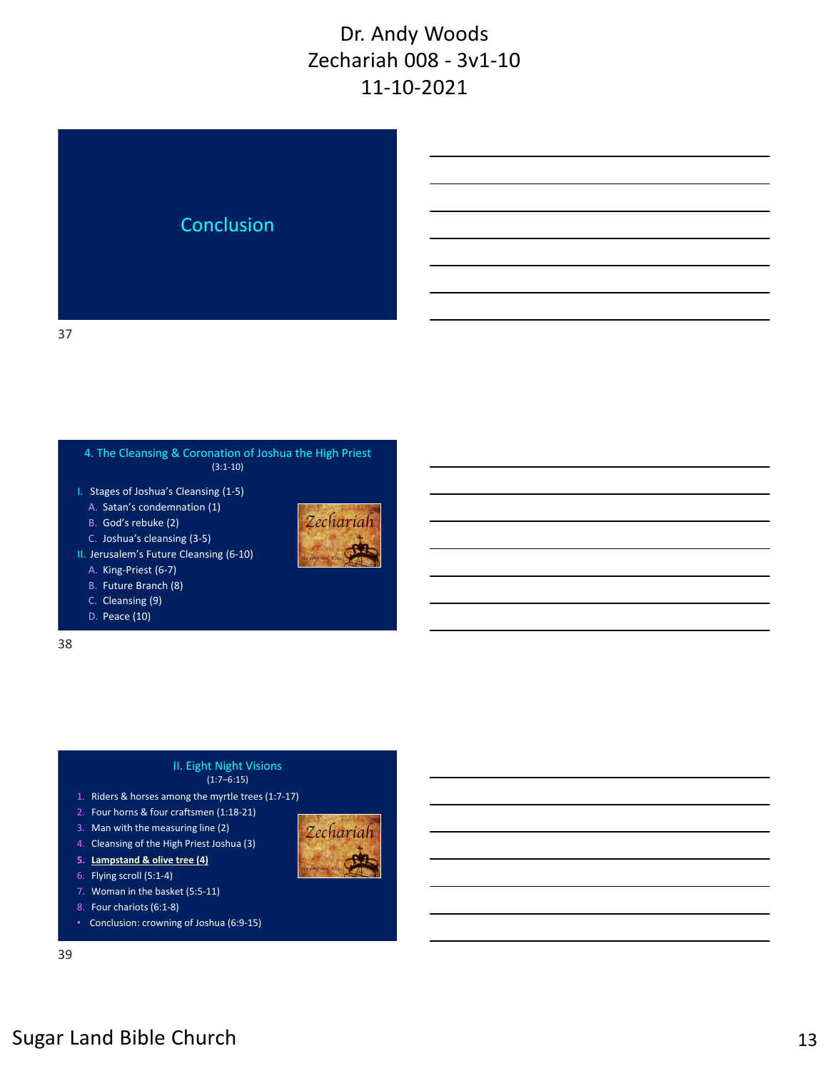# Dr. Andy Woods
# Zechariah 008 - 3v1-10
# 11-10-2021

## Conclusion

## 4. The Cleansing & Coronation of Joshua the High Priest
(3:1-10)

I. Stages of Joshua's Cleansing (1-5)
   A. Satan's condemnation (1)
   B. God's rebuke (2)
   C. Joshua's cleansing (3-5)
II. Jerusalem's Future Cleansing (6-10)
   A. King-Priest (6-7)
   B. Future Branch (8)
   C. Cleansing (9)
   D. Peace (10)

## II. Eight Night Visions
(1:7–6:15)

1. Riders & horses among the myrtle trees (1:7-17)
2. Four horns & four craftsmen (1:18-21)
3. Man with the measuring line (2)
4. Cleansing of the High Priest Joshua (3)
5. **Lampstand & olive tree (4)**
6. Flying scroll (5:1-4)
7. Woman in the basket (5:5-11)
8. Four chariots (6:1-8)

- Conclusion: crowning of Joshua (6:9-15)

Sugar Land Bible Church